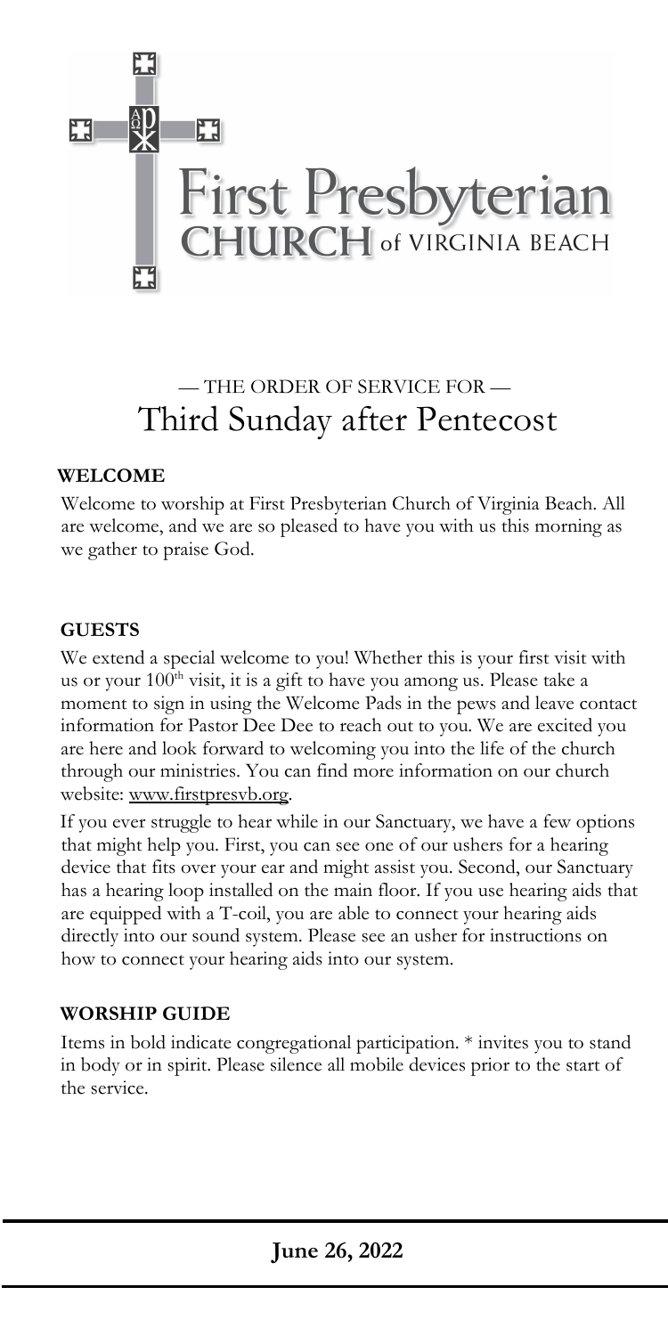# First Presbyterian CHURCH of VIRGINIA BEACH

— THE ORDER OF SERVICE FOR —

## Third Sunday after Pentecost

### WELCOME

Welcome to worship at First Presbyterian Church of Virginia Beach. All are welcome, and we are so pleased to have you with us this morning as we gather to praise God.

### GUESTS

We extend a special welcome to you! Whether this is your first visit with us or your 100th visit, it is a gift to have you among us. Please take a moment to sign in using the Welcome Pads in the pews and leave contact information for Pastor Dee Dee to reach out to you. We are excited you are here and look forward to welcoming you into the life of the church through our ministries. You can find more information on our church website: www.firstpresvb.org.

If you ever struggle to hear while in our Sanctuary, we have a few options that might help you. First, you can see one of our ushers for a hearing device that fits over your ear and might assist you. Second, our Sanctuary has a hearing loop installed on the main floor. If you use hearing aids that are equipped with a T-coil, you are able to connect your hearing aids directly into our sound system. Please see an usher for instructions on how to connect your hearing aids into our system.

### WORSHIP GUIDE

Items in bold indicate congregational participation. * invites you to stand in body or in spirit. Please silence all mobile devices prior to the start of the service.

**June 26, 2022**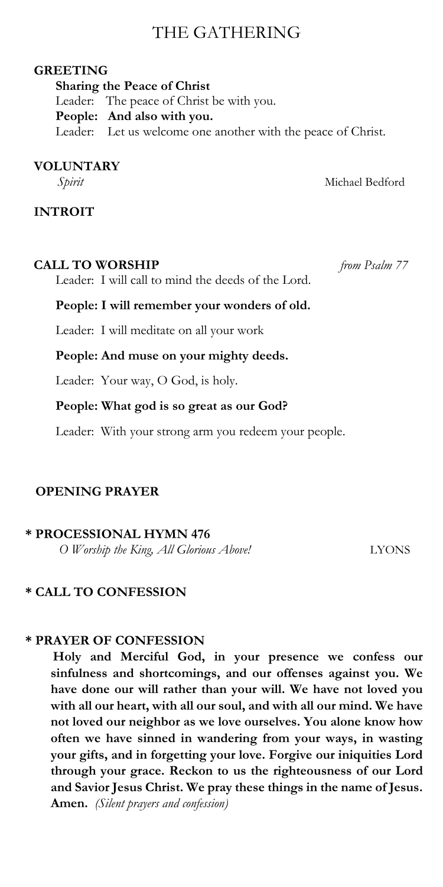# THE GATHERING

## GREETING

**Sharing the Peace of Christ**

Leader: The peace of Christ be with you.

**People: And also with you.**

Leader: Let us welcome one another with the peace of Christ.

## VOLUNTARY

*Spirit* Michael Bedford

## INTROIT

## CALL TO WORSHIP *from Psalm 77*

Leader: I will call to mind the deeds of the Lord.

**People: I will remember your wonders of old.**

Leader: I will meditate on all your work

**People: And muse on your mighty deeds.**

Leader: Your way, O God, is holy.

**People: What god is so great as our God?**

Leader: With your strong arm you redeem your people.

## OPENING PRAYER

## * PROCESSIONAL HYMN 476

*O Worship the King, All Glorious Above!* LYONS

## * CALL TO CONFESSION

## * PRAYER OF CONFESSION

**Holy and Merciful God, in your presence we confess our sinfulness and shortcomings, and our offenses against you. We have done our will rather than your will. We have not loved you with all our heart, with all our soul, and with all our mind. We have not loved our neighbor as we love ourselves. You alone know how often we have sinned in wandering from your ways, in wasting your gifts, and in forgetting your love. Forgive our iniquities Lord through your grace. Reckon to us the righteousness of our Lord and Savior Jesus Christ. We pray these things in the name of Jesus. Amen.** *(Silent prayers and confession)*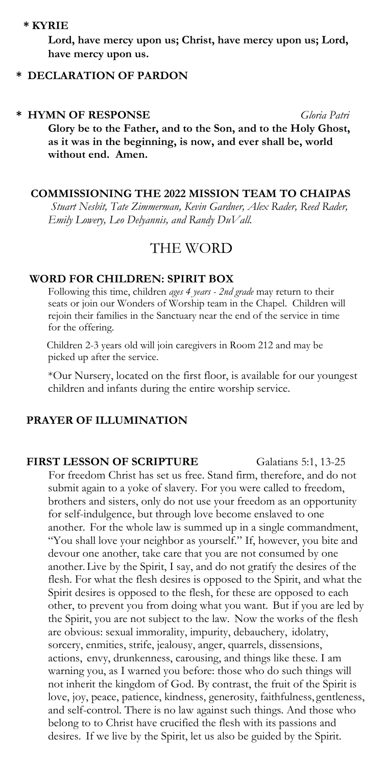**\* KYRIE**

**Lord, have mercy upon us; Christ, have mercy upon us; Lord, have mercy upon us.**

**\* DECLARATION OF PARDON**

**\* HYMN OF RESPONSE** *Gloria Patri*

**Glory be to the Father, and to the Son, and to the Holy Ghost, as it was in the beginning, is now, and ever shall be, world without end. Amen.**

**COMMISSIONING THE 2022 MISSION TEAM TO CHAIPAS**

*Stuart Nesbit, Tate Zimmerman, Kevin Gardner, Alex Rader, Reed Rader, Emily Lowery, Leo Delyannis, and Randy DuVall.*

# THE WORD

**WORD FOR CHILDREN: SPIRIT BOX**

Following this time, children *ages 4 years - 2nd grade* may return to their seats or join our Wonders of Worship team in the Chapel. Children will rejoin their families in the Sanctuary near the end of the service in time for the offering.

Children 2-3 years old will join caregivers in Room 212 and may be picked up after the service.

*Our Nursery, located on the first floor, is available for our youngest children and infants during the entire worship service.

**PRAYER OF ILLUMINATION**

**FIRST LESSON OF SCRIPTURE** Galatians 5:1, 13-25

For freedom Christ has set us free. Stand firm, therefore, and do not submit again to a yoke of slavery. For you were called to freedom, brothers and sisters, only do not use your freedom as an opportunity for self-indulgence, but through love become enslaved to one another. For the whole law is summed up in a single commandment, "You shall love your neighbor as yourself." If, however, you bite and devour one another, take care that you are not consumed by one another. Live by the Spirit, I say, and do not gratify the desires of the flesh. For what the flesh desires is opposed to the Spirit, and what the Spirit desires is opposed to the flesh, for these are opposed to each other, to prevent you from doing what you want. But if you are led by the Spirit, you are not subject to the law. Now the works of the flesh are obvious: sexual immorality, impurity, debauchery, idolatry, sorcery, enmities, strife, jealousy, anger, quarrels, dissensions, actions, envy, drunkenness, carousing, and things like these. I am warning you, as I warned you before: those who do such things will not inherit the kingdom of God. By contrast, the fruit of the Spirit is love, joy, peace, patience, kindness, generosity, faithfulness, gentleness, and self-control. There is no law against such things. And those who belong to to Christ have crucified the flesh with its passions and desires. If we live by the Spirit, let us also be guided by the Spirit.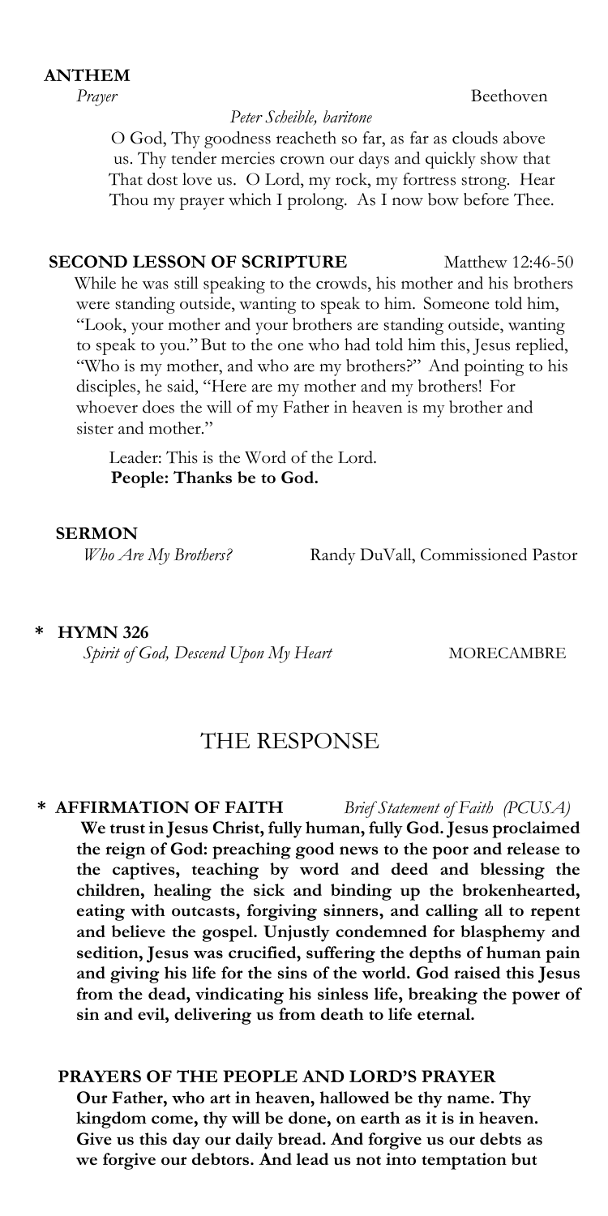**ANTHEM**

*Prayer* Beethoven

*Peter Scheible, baritone*

O God, Thy goodness reacheth so far, as far as clouds above us. Thy tender mercies crown our days and quickly show that That dost love us. O Lord, my rock, my fortress strong. Hear Thou my prayer which I prolong. As I now bow before Thee.

**SECOND LESSON OF SCRIPTURE** Matthew 12:46-50

While he was still speaking to the crowds, his mother and his brothers were standing outside, wanting to speak to him. Someone told him, "Look, your mother and your brothers are standing outside, wanting to speak to you." But to the one who had told him this, Jesus replied, "Who is my mother, and who are my brothers?" And pointing to his disciples, he said, "Here are my mother and my brothers! For whoever does the will of my Father in heaven is my brother and sister and mother."

Leader: This is the Word of the Lord.
**People: Thanks be to God.**

**SERMON**

*Who Are My Brothers?* Randy DuVall, Commissioned Pastor

**\* HYMN 326**

*Spirit of God, Descend Upon My Heart* MORECAMBRE

# THE RESPONSE

**\* AFFIRMATION OF FAITH** *Brief Statement of Faith (PCUSA)*

**We trust in Jesus Christ, fully human, fully God. Jesus proclaimed the reign of God: preaching good news to the poor and release to the captives, teaching by word and deed and blessing the children, healing the sick and binding up the brokenhearted, eating with outcasts, forgiving sinners, and calling all to repent and believe the gospel. Unjustly condemned for blasphemy and sedition, Jesus was crucified, suffering the depths of human pain and giving his life for the sins of the world. God raised this Jesus from the dead, vindicating his sinless life, breaking the power of sin and evil, delivering us from death to life eternal.**

**PRAYERS OF THE PEOPLE AND LORD'S PRAYER**

**Our Father, who art in heaven, hallowed be thy name. Thy kingdom come, thy will be done, on earth as it is in heaven. Give us this day our daily bread. And forgive us our debts as we forgive our debtors. And lead us not into temptation but**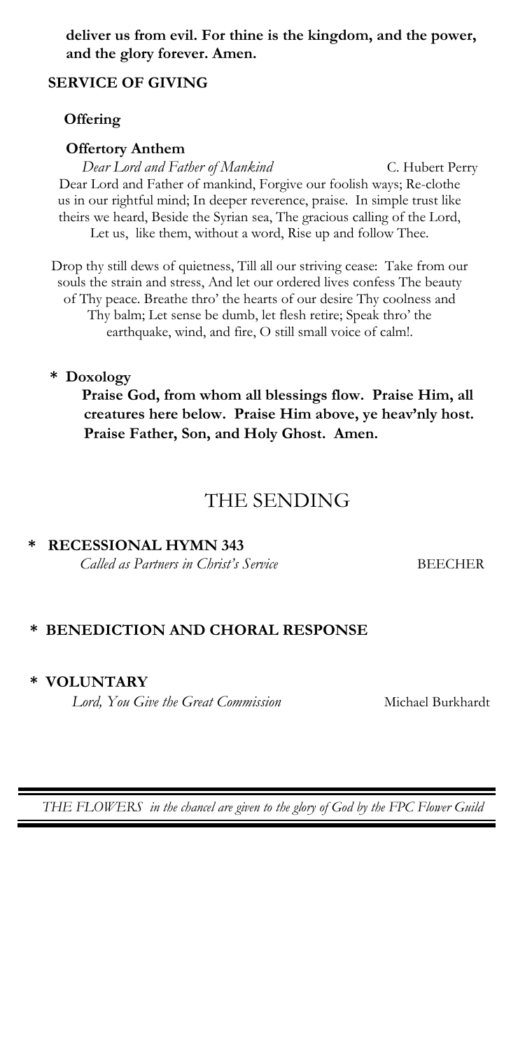**deliver us from evil. For thine is the kingdom, and the power, and the glory forever. Amen.**

## SERVICE OF GIVING

### Offering

### Offertory Anthem

*Dear Lord and Father of Mankind* C. Hubert Perry

Dear Lord and Father of mankind, Forgive our foolish ways; Re-clothe us in our rightful mind; In deeper reverence, praise. In simple trust like theirs we heard, Beside the Syrian sea, The gracious calling of the Lord, Let us, like them, without a word, Rise up and follow Thee.

Drop thy still dews of quietness, Till all our striving cease: Take from our souls the strain and stress, And let our ordered lives confess The beauty of Thy peace. Breathe thro' the hearts of our desire Thy coolness and Thy balm; Let sense be dumb, let flesh retire; Speak thro' the earthquake, wind, and fire, O still small voice of calm!.

### * Doxology

**Praise God, from whom all blessings flow. Praise Him, all creatures here below. Praise Him above, ye heav'nly host. Praise Father, Son, and Holy Ghost. Amen.**

# THE SENDING

## * RECESSIONAL HYMN 343

*Called as Partners in Christ's Service* BEECHER

## * BENEDICTION AND CHORAL RESPONSE

## * VOLUNTARY

*Lord, You Give the Great Commission* Michael Burkhardt

---

*THE FLOWERS in the chancel are given to the glory of God by the FPC Flower Guild*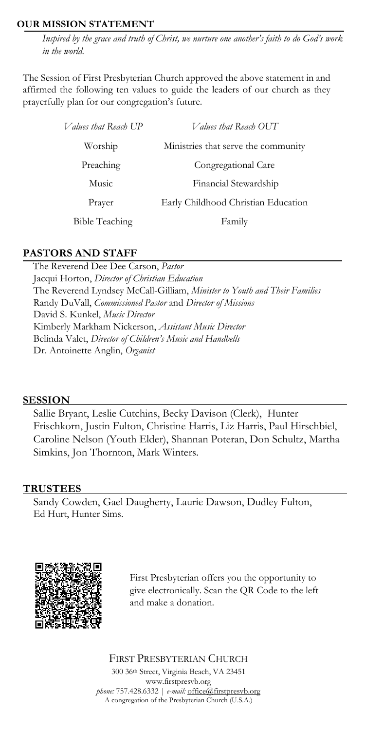## OUR MISSION STATEMENT

*Inspired by the grace and truth of Christ, we nurture one another's faith to do God's work in the world.*

The Session of First Presbyterian Church approved the above statement in and affirmed the following ten values to guide the leaders of our church as they prayerfully plan for our congregation's future.

| *Values that Reach UP* | *Values that Reach OUT* |
|---|---|
| Worship | Ministries that serve the community |
| Preaching | Congregational Care |
| Music | Financial Stewardship |
| Prayer | Early Childhood Christian Education |
| Bible Teaching | Family |

## PASTORS AND STAFF

The Reverend Dee Dee Carson, *Pastor*
Jacqui Horton, *Director of Christian Education*
The Reverend Lyndsey McCall-Gilliam, *Minister to Youth and Their Families*
Randy DuVall, *Commissioned Pastor* and *Director of Missions*
David S. Kunkel, *Music Director*
Kimberly Markham Nickerson, *Assistant Music Director*
Belinda Valet, *Director of Children's Music and Handbells*
Dr. Antoinette Anglin, *Organist*

## SESSION

Sallie Bryant, Leslie Cutchins, Becky Davison (Clerk), Hunter Frischkorn, Justin Fulton, Christine Harris, Liz Harris, Paul Hirschbiel, Caroline Nelson (Youth Elder), Shannan Poteran, Don Schultz, Martha Simkins, Jon Thornton, Mark Winters.

## TRUSTEES

Sandy Cowden, Gael Daugherty, Laurie Dawson, Dudley Fulton, Ed Hurt, Hunter Sims.

First Presbyterian offers you the opportunity to give electronically. Scan the QR Code to the left and make a donation.

FIRST PRESBYTERIAN CHURCH
300 36th Street, Virginia Beach, VA 23451
www.firstpresvb.org
*phone:* 757.428.6332 | *e-mail:* office@firstpresvb.org
A congregation of the Presbyterian Church (U.S.A.)